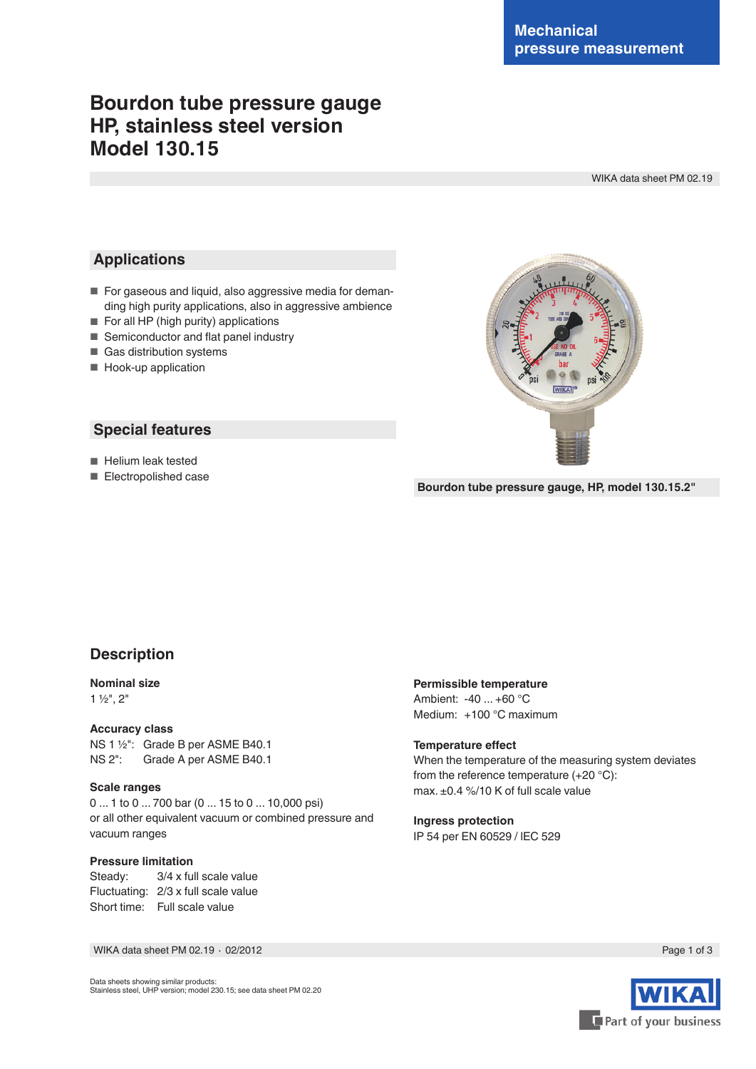Mechanical pressure measurement

# Bourdon tube pressure gauge
# HP, stainless steel version
# Model 130.15

WIKA data sheet PM 02.19

## Applications

- For gaseous and liquid, also aggressive media for demanding high purity applications, also in aggressive ambience
- For all HP (high purity) applications
- Semiconductor and flat panel industry
- Gas distribution systems
- Hook-up application

## Special features

- Helium leak tested
- Electropolished case

Bourdon tube pressure gauge, HP, model 130.15.2"

## Description

**Nominal size**
1 ½", 2"

**Accuracy class**
NS 1 ½": Grade B per ASME B40.1
NS 2": Grade A per ASME B40.1

**Scale ranges**
0 ... 1 to 0 ... 700 bar (0 ... 15 to 0 ... 10,000 psi)
or all other equivalent vacuum or combined pressure and vacuum ranges

**Pressure limitation**
Steady: 3/4 x full scale value
Fluctuating: 2/3 x full scale value
Short time: Full scale value

**Permissible temperature**
Ambient: -40 ... +60 °C
Medium: +100 °C maximum

**Temperature effect**
When the temperature of the measuring system deviates from the reference temperature (+20 °C):
max. ±0.4 %/10 K of full scale value

**Ingress protection**
IP 54 per EN 60529 / IEC 529

Data sheets showing similar products:
Stainless steel, UHP version; model 230.15; see data sheet PM 02.20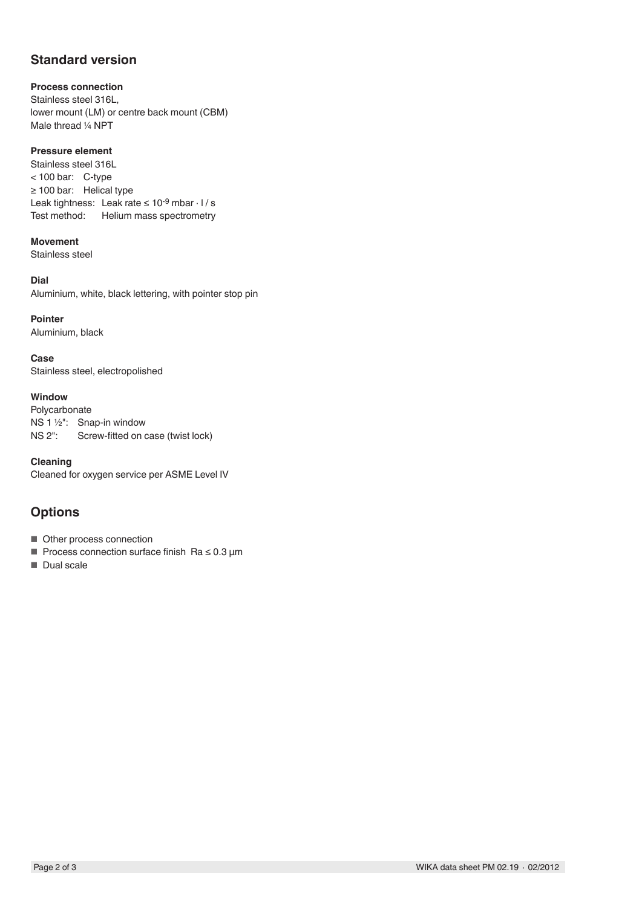## Standard version

**Process connection**
Stainless steel 316L,
lower mount (LM) or centre back mount (CBM)
Male thread ¼ NPT

**Pressure element**
Stainless steel 316L
< 100 bar: C-type
≥ 100 bar: Helical type
Leak tightness: Leak rate ≤ $10^{-9}$ mbar · l / s
Test method: Helium mass spectrometry

**Movement**
Stainless steel

**Dial**
Aluminium, white, black lettering, with pointer stop pin

**Pointer**
Aluminium, black

**Case**
Stainless steel, electropolished

**Window**
Polycarbonate
NS 1 ½": Snap-in window
NS 2": Screw-fitted on case (twist lock)

**Cleaning**
Cleaned for oxygen service per ASME Level IV

## Options

- Other process connection
- Process connection surface finish Ra ≤ 0.3 µm
- Dual scale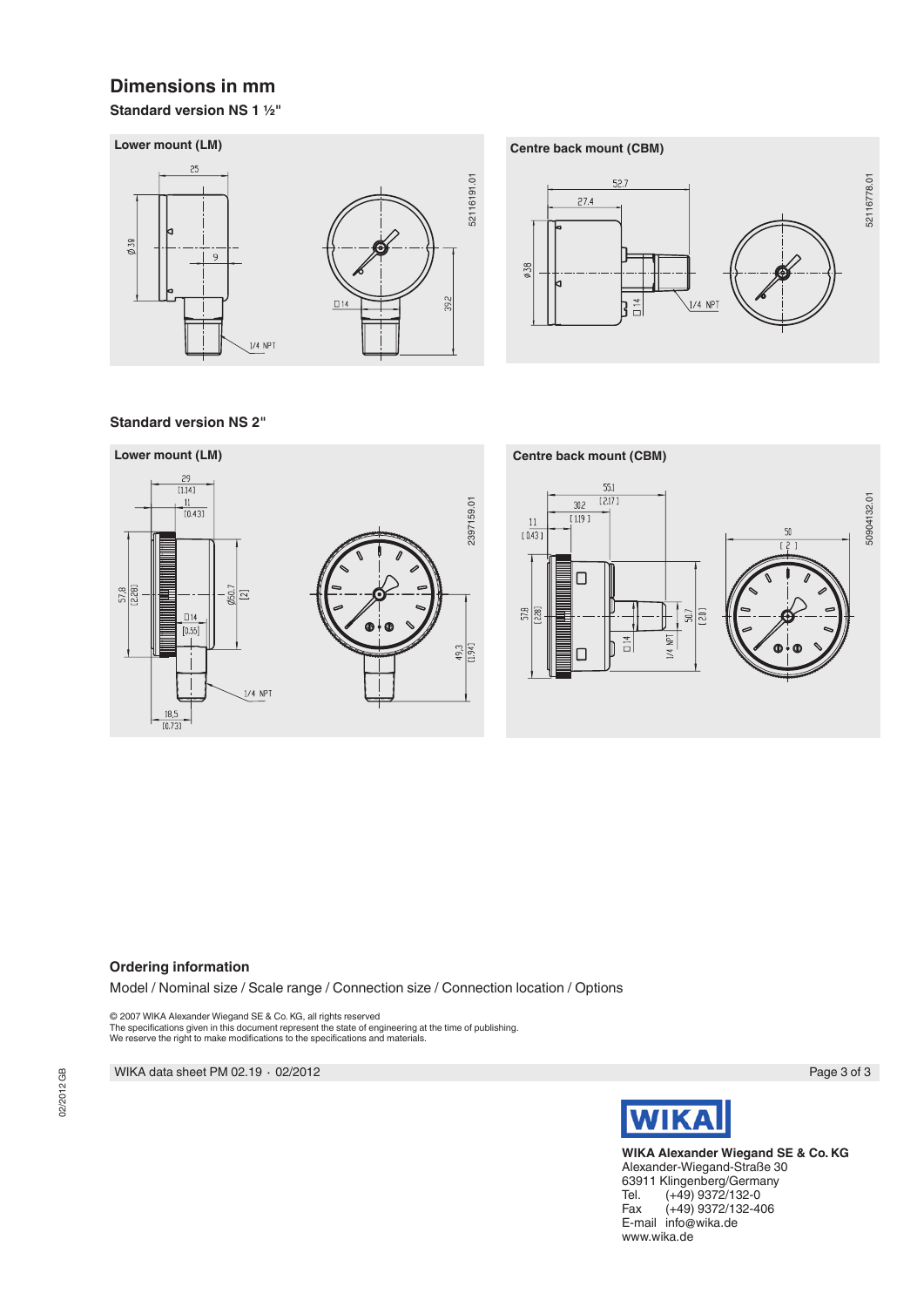## Dimensions in mm

### Standard version NS 1 ½"

**Lower mount (LM)**

25

Ø 39

9

□14

39.2

1/4 NPT

52116191.01

**Centre back mount (CBM)**

52.7

27.4

Ø 38

□14

1/4 NPT

52116778.01

### Standard version NS 2"

**Lower mount (LM)**

29 [1.14]

11 [0.43]

57.8 [2.28]

Ø50.7 [2]

□14 [0.55]

1/4 NPT

18.5 [0.73]

49.3 [1.94]

2397159.01

**Centre back mount (CBM)**

55.1 [2.17]

30.2 [1.19]

11 [0.43]

57.8 [2.28]

□14

1/4 NPT

50.7 [2.0]

50 [2]

50904132.01

### Ordering information

Model / Nominal size / Scale range / Connection size / Connection location / Options

© 2007 WIKA Alexander Wiegand SE & Co. KG, all rights reserved
The specifications given in this document represent the state of engineering at the time of publishing.
We reserve the right to make modifications to the specifications and materials.

**WIKA Alexander Wiegand SE & Co. KG**
Alexander-Wiegand-Straße 30
63911 Klingenberg/Germany
Tel. (+49) 9372/132-0
Fax (+49) 9372/132-406
E-mail info@wika.de
www.wika.de